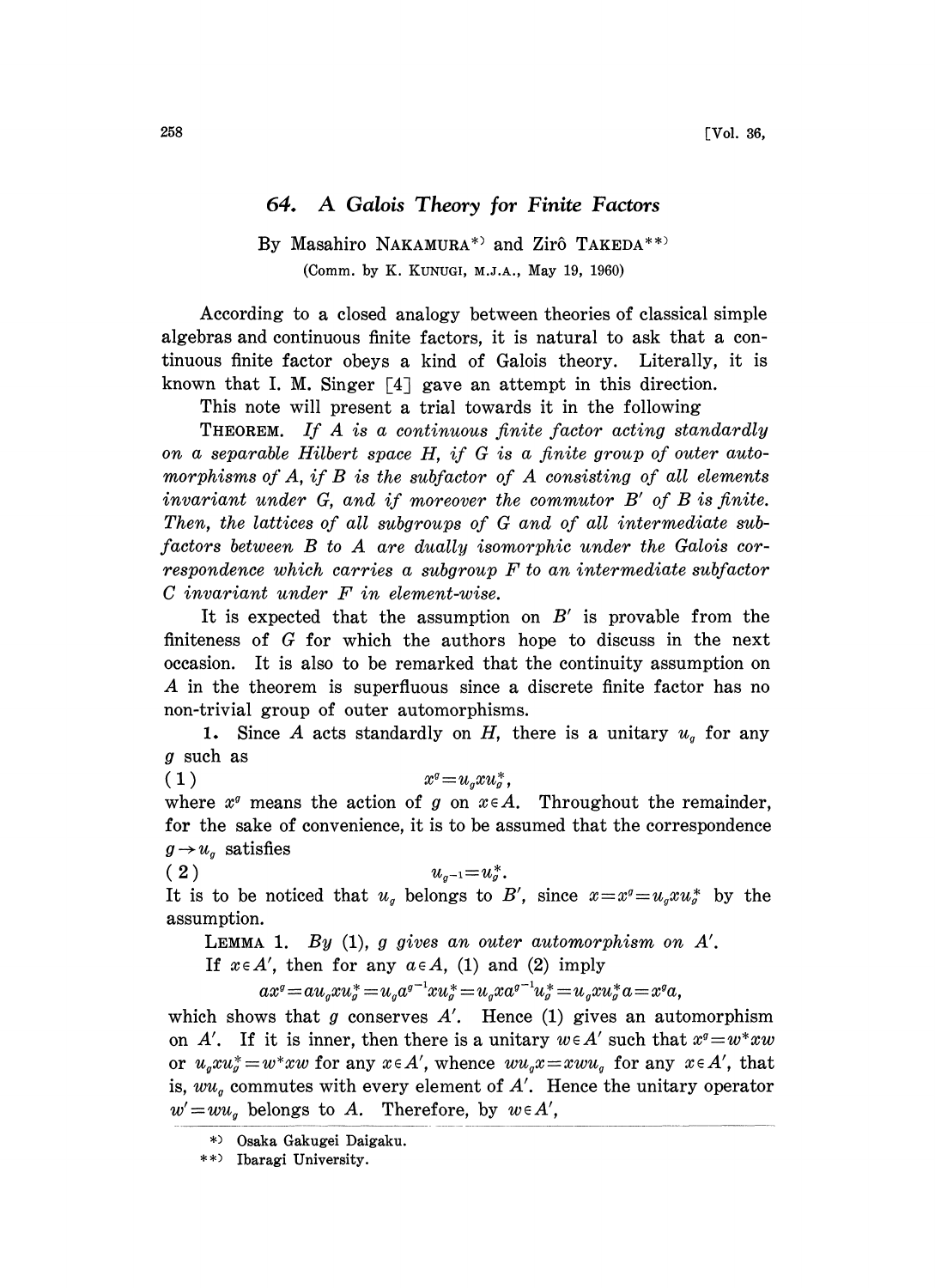# 64. A Galois Theory for Finite Factors

By Masahiro NAKAMURA[*)] and Zirô TAKEDA[**)]

(Comm. by K. KUNUGI, M.J.A., May 19, 1960)

According to a closed analogy between theories of classical simple algebras and continuous finite factors, it is natural to ask that a continuous finite factor obeys a kind of Galois theory. Literally, it is known that I. M. Singer [4] gave an attempt in this direction.

This note will present a trial towards it in the following

THEOREM. *If $A$ is a continuous finite factor acting standardly on a separable Hilbert space $H$, if $G$ is a finite group of outer automorphisms of $A$, if $B$ is the subfactor of $A$ consisting of all elements invariant under $G$, and if moreover the commutor $B'$ of $B$ is finite. Then, the lattices of all subgroups of $G$ and of all intermediate subfactors between $B$ to $A$ are dually isomorphic under the Galois correspondence which carries a subgroup $F$ to an intermediate subfactor $C$ invariant under $F$ in element-wise.*

It is expected that the assumption on $B'$ is provable from the finiteness of $G$ for which the authors hope to discuss in the next occasion. It is also to be remarked that the continuity assumption on $A$ in the theorem is superfluous since a discrete finite factor has no non-trivial group of outer automorphisms.

**1.** Since $A$ acts standardly on $H$, there is a unitary $u_g$ for any $g$ such as

$$x^g = u_g x u_g^*, \tag{1}$$

where $x^g$ means the action of $g$ on $x \in A$. Throughout the remainder, for the sake of convenience, it is to be assumed that the correspondence $g \to u_g$ satisfies

$$u_{g^{-1}} = u_g^*. \tag{2}$$

It is to be noticed that $u_g$ belongs to $B'$, since $x = x^g = u_g x u_g^*$ by the assumption.

LEMMA 1. *By (1), $g$ gives an outer automorphism on $A'$.*

If $x \in A'$, then for any $a \in A$, (1) and (2) imply

$$a x^g = a u_g x u_g^* = u_g a^{g^{-1}} x u_g^* = u_g x a^{g^{-1}} u_g^* = u_g x u_g^* a = x^g a,$$

which shows that $g$ conserves $A'$. Hence (1) gives an automorphism on $A'$. If it is inner, then there is a unitary $w \in A'$ such that $x^g = w^* x w$ or $u_g x u_g^* = w^* x w$ for any $x \in A'$, whence $w u_g x = x w u_g$ for any $x \in A'$, that is, $w u_g$ commutes with every element of $A'$. Hence the unitary operator $w' = w u_g$ belongs to $A$. Therefore, by $w \in A'$,

---

*) Osaka Gakugei Daigaku.

**) Ibaragi University.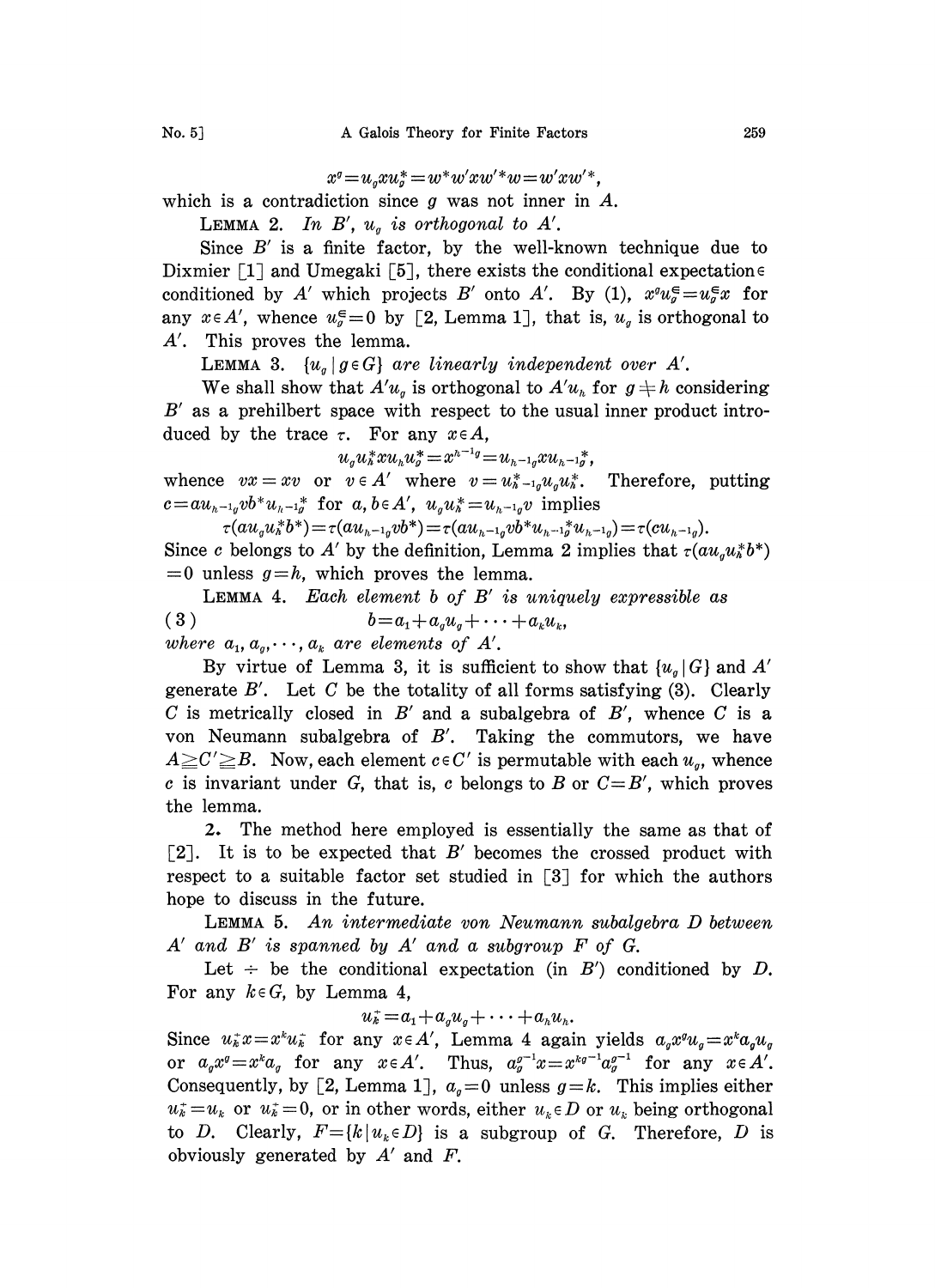$$x^g = u_g x u_g^* = w^* w' x w'^* w = w' x w'^*,$$

which is a contradiction since $g$ was not inner in $A$.

LEMMA 2. *In $B'$, $u_g$ is orthogonal to $A'$.*

Since $B'$ is a finite factor, by the well-known technique due to Dixmier [1] and Umegaki [5], there exists the conditional expectation $\epsilon$ conditioned by $A'$ which projects $B'$ onto $A'$. By (1), $x^g u_g^\epsilon = u_g^\epsilon x$ for any $x \in A'$, whence $u_g^\epsilon = 0$ by [2, Lemma 1], that is, $u_g$ is orthogonal to $A'$. This proves the lemma.

LEMMA 3. *$\{u_g \mid g \in G\}$ are linearly independent over $A'$.*

We shall show that $A' u_g$ is orthogonal to $A' u_h$ for $g \neq h$ considering $B'$ as a prehilbert space with respect to the usual inner product introduced by the trace $\tau$. For any $x \in A$,

$$u_g u_h^* x u_h u_g^* = x^{h^{-1}g} = u_{h^{-1}g} x u_{h^{-1}g}^*,$$

whence $vx = xv$ or $v \in A'$ where $v = u_{h^{-1}g}^* u_g u_h^*$. Therefore, putting $c = a u_{h^{-1}g} v b^* u_{h^{-1}g}^*$ for $a, b \in A'$, $u_g u_h^* = u_{h^{-1}g} v$ implies

$$\tau(a u_g u_h^* b^*) = \tau(a u_{h^{-1}g} v b^*) = \tau(a u_{h^{-1}g} v b^* u_{h^{-1}g}^* u_{h^{-1}g}) = \tau(c u_{h^{-1}g}).$$

Since $c$ belongs to $A'$ by the definition, Lemma 2 implies that $\tau(a u_g u_h^* b^*) = 0$ unless $g = h$, which proves the lemma.

LEMMA 4. *Each element $b$ of $B'$ is uniquely expressible as*

$$b = a_1 + a_g u_g + \cdots + a_k u_k, \tag{3}$$

*where $a_1, a_g, \cdots, a_k$ are elements of $A'$.*

By virtue of Lemma 3, it is sufficient to show that $\{u_g \mid G\}$ and $A'$ generate $B'$. Let $C$ be the totality of all forms satisfying (3). Clearly $C$ is metrically closed in $B'$ and a subalgebra of $B'$, whence $C$ is a von Neumann subalgebra of $B'$. Taking the commutors, we have $A \geqq C' \geqq B$. Now, each element $c \in C'$ is permutable with each $u_g$, whence $c$ is invariant under $G$, that is, $c$ belongs to $B$ or $C = B'$, which proves the lemma.

**2.** The method here employed is essentially the same as that of [2]. It is to be expected that $B'$ becomes the crossed product with respect to a suitable factor set studied in [3] for which the authors hope to discuss in the future.

LEMMA 5. *An intermediate von Neumann subalgebra $D$ between $A'$ and $B'$ is spanned by $A'$ and a subgroup $F$ of $G$.*

Let $\div$ be the conditional expectation (in $B'$) conditioned by $D$. For any $k \in G$, by Lemma 4,

$$u_k^\div = a_1 + a_g u_g + \cdots + a_h u_h.$$

Since $u_k^\div x = x^k u_k^\div$ for any $x \in A'$, Lemma 4 again yields $a_g x^g u_g = x^k a_g u_g$ or $a_g x^g = x^k a_g$ for any $x \in A'$. Thus, $a_g^{g^{-1}} x = x^{kg^{-1}} a_g^{g^{-1}}$ for any $x \in A'$. Consequently, by [2, Lemma 1], $a_g = 0$ unless $g = k$. This implies either $u_k^\div = u_k$ or $u_k^\div = 0$, or in other words, either $u_k \in D$ or $u_k$ being orthogonal to $D$. Clearly, $F = \{k \mid u_k \in D\}$ is a subgroup of $G$. Therefore, $D$ is obviously generated by $A'$ and $F$.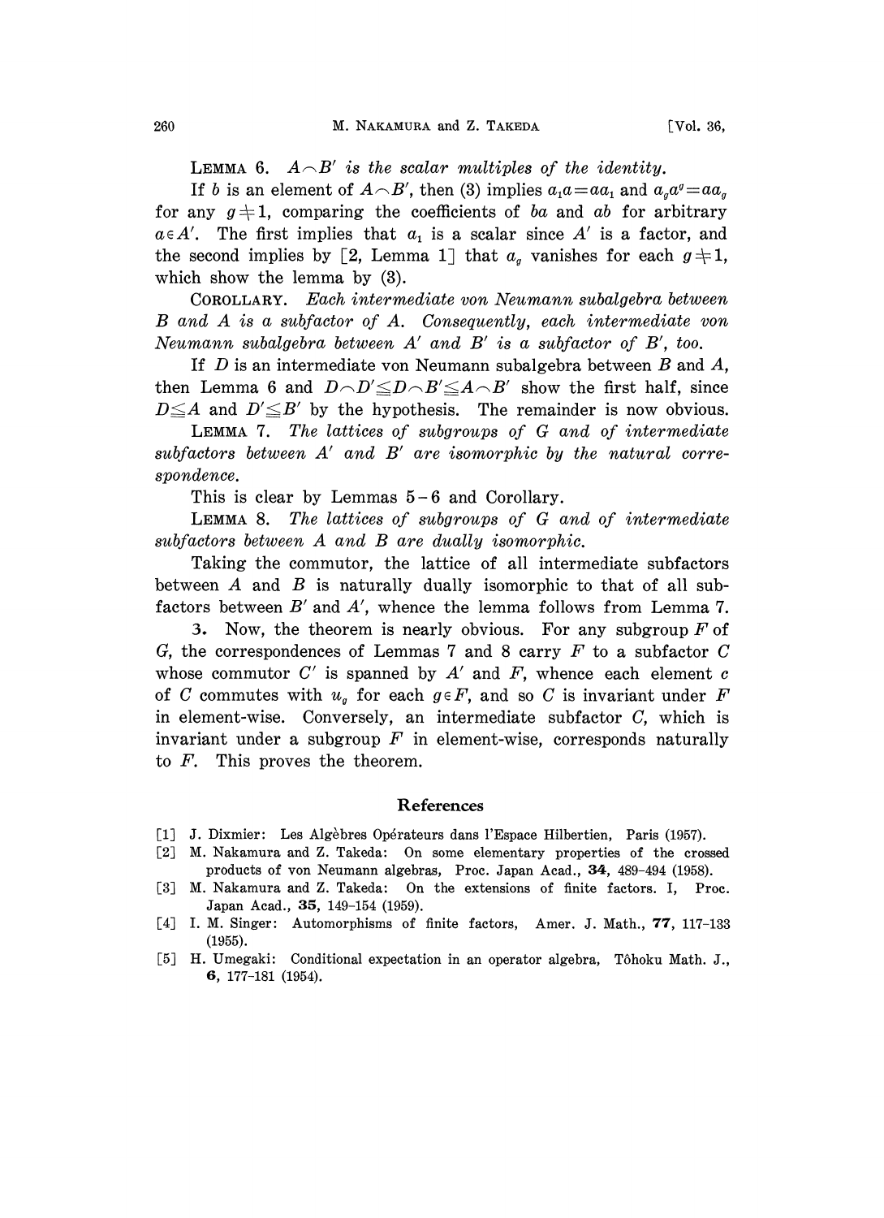LEMMA 6. *$A \frown B'$ is the scalar multiples of the identity.*

If $b$ is an element of $A \frown B'$, then (3) implies $a_1 a = a a_1$ and $a_g a^g = a a_g$ for any $g \neq 1$, comparing the coefficients of $ba$ and $ab$ for arbitrary $a \in A'$. The first implies that $a_1$ is a scalar since $A'$ is a factor, and the second implies by [2, Lemma 1] that $a_g$ vanishes for each $g \neq 1$, which show the lemma by (3).

COROLLARY. *Each intermediate von Neumann subalgebra between $B$ and $A$ is a subfactor of $A$. Consequently, each intermediate von Neumann subalgebra between $A'$ and $B'$ is a subfactor of $B'$, too.*

If $D$ is an intermediate von Neumann subalgebra between $B$ and $A$, then Lemma 6 and $D \frown D' \leqq D \frown B' \leqq A \frown B'$ show the first half, since $D \leqq A$ and $D' \leqq B'$ by the hypothesis. The remainder is now obvious.

LEMMA 7. *The lattices of subgroups of $G$ and of intermediate subfactors between $A'$ and $B'$ are isomorphic by the natural correspondence.*

This is clear by Lemmas 5 – 6 and Corollary.

LEMMA 8. *The lattices of subgroups of $G$ and of intermediate subfactors between $A$ and $B$ are dually isomorphic.*

Taking the commutor, the lattice of all intermediate subfactors between $A$ and $B$ is naturally dually isomorphic to that of all subfactors between $B'$ and $A'$, whence the lemma follows from Lemma 7.

**3.** Now, the theorem is nearly obvious. For any subgroup $F$ of $G$, the correspondences of Lemmas 7 and 8 carry $F$ to a subfactor $C$ whose commutor $C'$ is spanned by $A'$ and $F$, whence each element $c$ of $C$ commutes with $u_g$ for each $g \in F$, and so $C$ is invariant under $F$ in element-wise. Conversely, an intermediate subfactor $C$, which is invariant under a subgroup $F$ in element-wise, corresponds naturally to $F$. This proves the theorem.

## References

[1] J. Dixmier: Les Algèbres Opérateurs dans l'Espace Hilbertien, Paris (1957).

[2] M. Nakamura and Z. Takeda: On some elementary properties of the crossed products of von Neumann algebras, Proc. Japan Acad., **34**, 489–494 (1958).

[3] M. Nakamura and Z. Takeda: On the extensions of finite factors. I, Proc. Japan Acad., **35**, 149–154 (1959).

[4] I. M. Singer: Automorphisms of finite factors, Amer. J. Math., **77**, 117–133 (1955).

[5] H. Umegaki: Conditional expectation in an operator algebra, Tôhoku Math. J., **6**, 177–181 (1954).